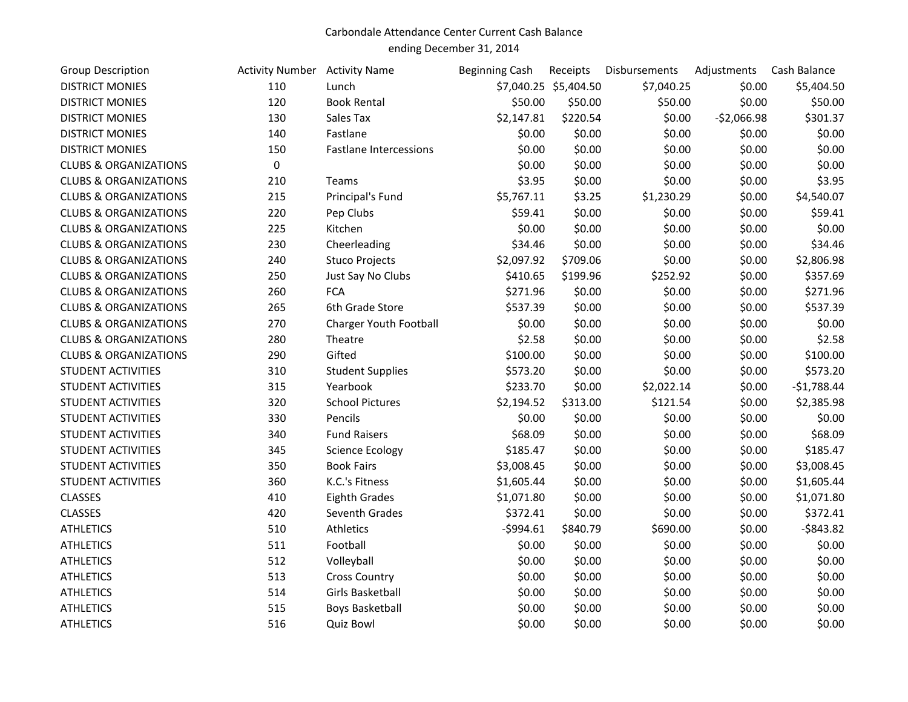Carbondale Attendance Center Current Cash Balance
ending December 31, 2014

| Group Description | Activity Number | Activity Name | Beginning Cash | Receipts | Disbursements | Adjustments | Cash Balance |
|---|---|---|---|---|---|---|---|
| DISTRICT MONIES | 110 | Lunch | $7,040.25 | $5,404.50 | $7,040.25 | $0.00 | $5,404.50 |
| DISTRICT MONIES | 120 | Book Rental | $50.00 | $50.00 | $50.00 | $0.00 | $50.00 |
| DISTRICT MONIES | 130 | Sales Tax | $2,147.81 | $220.54 | $0.00 | -$2,066.98 | $301.37 |
| DISTRICT MONIES | 140 | Fastlane | $0.00 | $0.00 | $0.00 | $0.00 | $0.00 |
| DISTRICT MONIES | 150 | Fastlane Intercessions | $0.00 | $0.00 | $0.00 | $0.00 | $0.00 |
| CLUBS & ORGANIZATIONS | 0 | | $0.00 | $0.00 | $0.00 | $0.00 | $0.00 |
| CLUBS & ORGANIZATIONS | 210 | Teams | $3.95 | $0.00 | $0.00 | $0.00 | $3.95 |
| CLUBS & ORGANIZATIONS | 215 | Principal's Fund | $5,767.11 | $3.25 | $1,230.29 | $0.00 | $4,540.07 |
| CLUBS & ORGANIZATIONS | 220 | Pep Clubs | $59.41 | $0.00 | $0.00 | $0.00 | $59.41 |
| CLUBS & ORGANIZATIONS | 225 | Kitchen | $0.00 | $0.00 | $0.00 | $0.00 | $0.00 |
| CLUBS & ORGANIZATIONS | 230 | Cheerleading | $34.46 | $0.00 | $0.00 | $0.00 | $34.46 |
| CLUBS & ORGANIZATIONS | 240 | Stuco Projects | $2,097.92 | $709.06 | $0.00 | $0.00 | $2,806.98 |
| CLUBS & ORGANIZATIONS | 250 | Just Say No Clubs | $410.65 | $199.96 | $252.92 | $0.00 | $357.69 |
| CLUBS & ORGANIZATIONS | 260 | FCA | $271.96 | $0.00 | $0.00 | $0.00 | $271.96 |
| CLUBS & ORGANIZATIONS | 265 | 6th Grade Store | $537.39 | $0.00 | $0.00 | $0.00 | $537.39 |
| CLUBS & ORGANIZATIONS | 270 | Charger Youth Football | $0.00 | $0.00 | $0.00 | $0.00 | $0.00 |
| CLUBS & ORGANIZATIONS | 280 | Theatre | $2.58 | $0.00 | $0.00 | $0.00 | $2.58 |
| CLUBS & ORGANIZATIONS | 290 | Gifted | $100.00 | $0.00 | $0.00 | $0.00 | $100.00 |
| STUDENT ACTIVITIES | 310 | Student Supplies | $573.20 | $0.00 | $0.00 | $0.00 | $573.20 |
| STUDENT ACTIVITIES | 315 | Yearbook | $233.70 | $0.00 | $2,022.14 | $0.00 | -$1,788.44 |
| STUDENT ACTIVITIES | 320 | School Pictures | $2,194.52 | $313.00 | $121.54 | $0.00 | $2,385.98 |
| STUDENT ACTIVITIES | 330 | Pencils | $0.00 | $0.00 | $0.00 | $0.00 | $0.00 |
| STUDENT ACTIVITIES | 340 | Fund Raisers | $68.09 | $0.00 | $0.00 | $0.00 | $68.09 |
| STUDENT ACTIVITIES | 345 | Science Ecology | $185.47 | $0.00 | $0.00 | $0.00 | $185.47 |
| STUDENT ACTIVITIES | 350 | Book Fairs | $3,008.45 | $0.00 | $0.00 | $0.00 | $3,008.45 |
| STUDENT ACTIVITIES | 360 | K.C.'s Fitness | $1,605.44 | $0.00 | $0.00 | $0.00 | $1,605.44 |
| CLASSES | 410 | Eighth Grades | $1,071.80 | $0.00 | $0.00 | $0.00 | $1,071.80 |
| CLASSES | 420 | Seventh Grades | $372.41 | $0.00 | $0.00 | $0.00 | $372.41 |
| ATHLETICS | 510 | Athletics | -$994.61 | $840.79 | $690.00 | $0.00 | -$843.82 |
| ATHLETICS | 511 | Football | $0.00 | $0.00 | $0.00 | $0.00 | $0.00 |
| ATHLETICS | 512 | Volleyball | $0.00 | $0.00 | $0.00 | $0.00 | $0.00 |
| ATHLETICS | 513 | Cross Country | $0.00 | $0.00 | $0.00 | $0.00 | $0.00 |
| ATHLETICS | 514 | Girls Basketball | $0.00 | $0.00 | $0.00 | $0.00 | $0.00 |
| ATHLETICS | 515 | Boys Basketball | $0.00 | $0.00 | $0.00 | $0.00 | $0.00 |
| ATHLETICS | 516 | Quiz Bowl | $0.00 | $0.00 | $0.00 | $0.00 | $0.00 |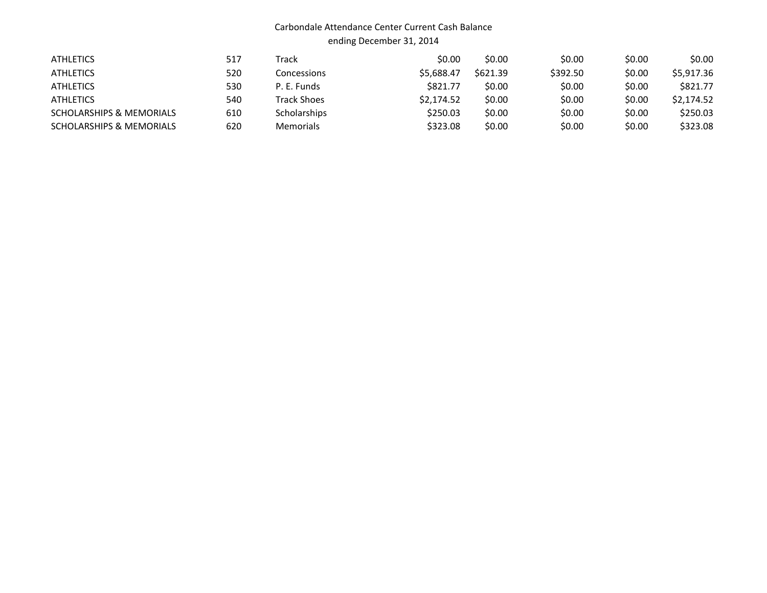Carbondale Attendance Center Current Cash Balance
ending December 31, 2014

| | | | | | | | |
|---|---|---|---|---|---|---|---|
| ATHLETICS | 517 | Track | $0.00 | $0.00 | $0.00 | $0.00 | $0.00 |
| ATHLETICS | 520 | Concessions | $5,688.47 | $621.39 | $392.50 | $0.00 | $5,917.36 |
| ATHLETICS | 530 | P. E. Funds | $821.77 | $0.00 | $0.00 | $0.00 | $821.77 |
| ATHLETICS | 540 | Track Shoes | $2,174.52 | $0.00 | $0.00 | $0.00 | $2,174.52 |
| SCHOLARSHIPS & MEMORIALS | 610 | Scholarships | $250.03 | $0.00 | $0.00 | $0.00 | $250.03 |
| SCHOLARSHIPS & MEMORIALS | 620 | Memorials | $323.08 | $0.00 | $0.00 | $0.00 | $323.08 |